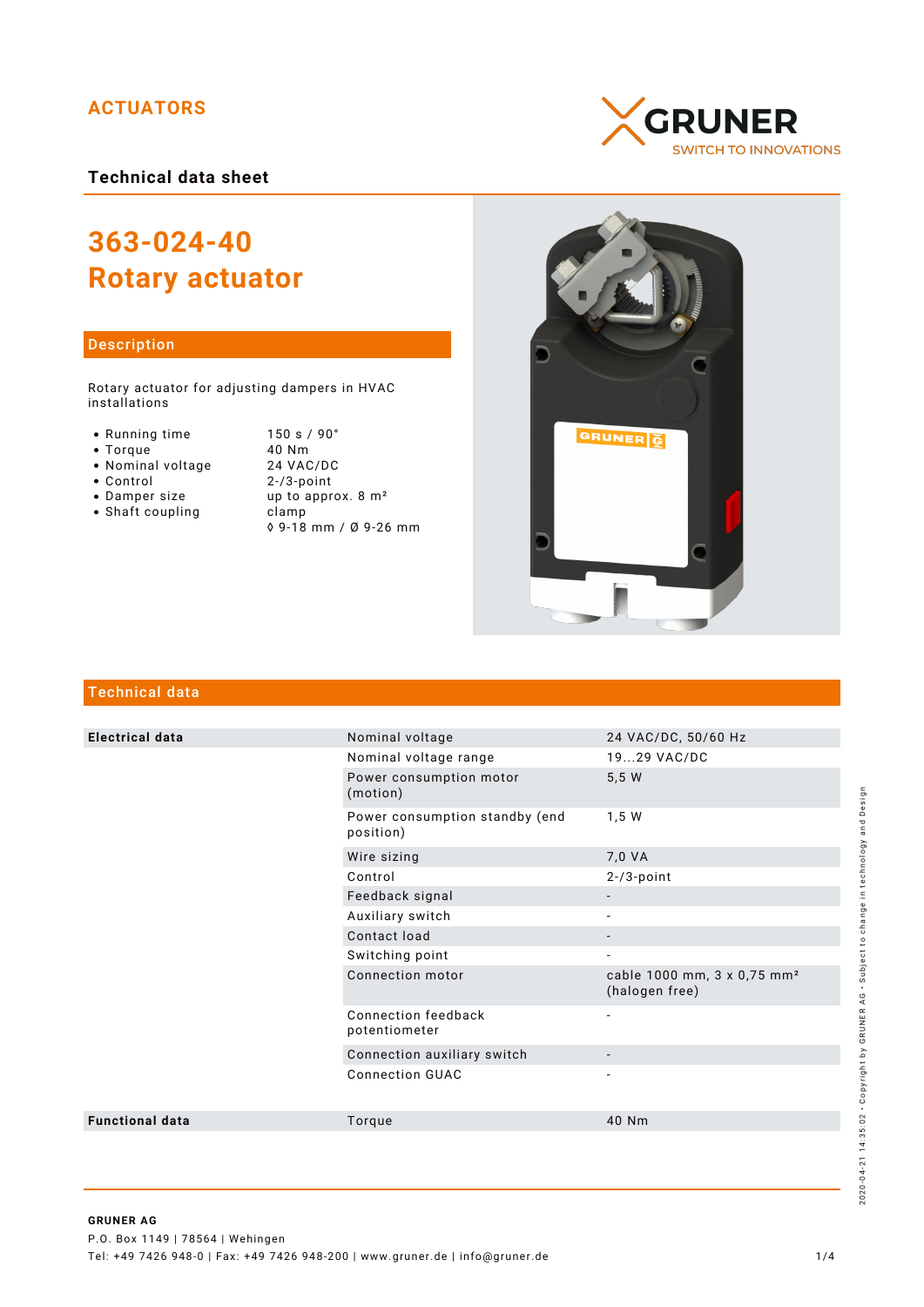ACTUATORS

GRUNER
SWITCH TO INNOVATIONS

**Technical data sheet**

# 363-024-40
# Rotary actuator

## Description

Rotary actuator for adjusting dampers in HVAC installations

| | |
|---|---|
| • Running time | 150 s / 90° |
| • Torque | 40 Nm |
| • Nominal voltage | 24 VAC/DC |
| • Control | 2-/3-point |
| • Damper size | up to approx. 8 m² |
| • Shaft coupling | clamp |
| | ◊ 9-18 mm / Ø 9-26 mm |

## Technical data

| | | |
|---|---|---|
| **Electrical data** | Nominal voltage | 24 VAC/DC, 50/60 Hz |
| | Nominal voltage range | 19...29 VAC/DC |
| | Power consumption motor (motion) | 5,5 W |
| | Power consumption standby (end position) | 1,5 W |
| | Wire sizing | 7,0 VA |
| | Control | 2-/3-point |
| | Feedback signal | - |
| | Auxiliary switch | - |
| | Contact load | - |
| | Switching point | - |
| | Connection motor | cable 1000 mm, 3 x 0,75 mm² (halogen free) |
| | Connection feedback potentiometer | - |
| | Connection auxiliary switch | - |
| | Connection GUAC | - |
| **Functional data** | Torque | 40 Nm |

2020-04-21 14:35:02 · Copyright by GRUNER AG · Subject to change in technology and Design

**GRUNER AG**
P.O. Box 1149 | 78564 | Wehingen
Tel: +49 7426 948-0 | Fax: +49 7426 948-200 | www.gruner.de | info@gruner.de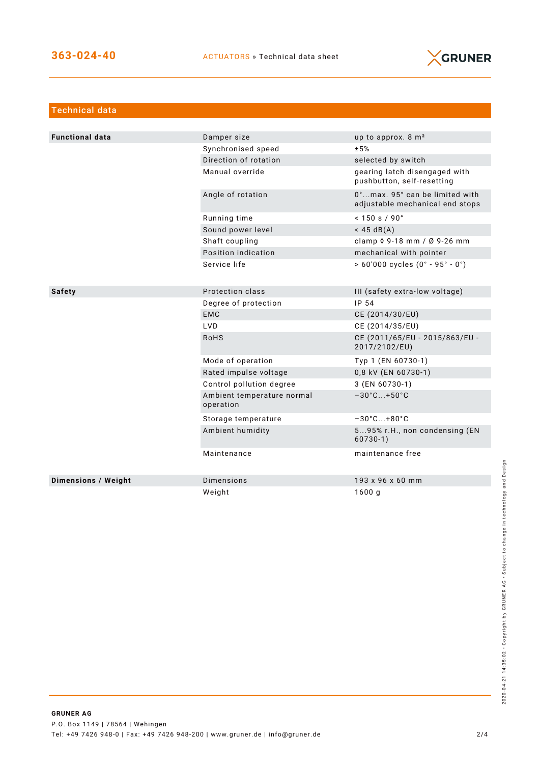## Technical data

| | | |
|---|---|---|
| **Functional data** | Damper size | up to approx. 8 m² |
| | Synchronised speed | ±5% |
| | Direction of rotation | selected by switch |
| | Manual override | gearing latch disengaged with pushbutton, self-resetting |
| | Angle of rotation | 0°...max. 95° can be limited with adjustable mechanical end stops |
| | Running time | < 150 s / 90° |
| | Sound power level | < 45 dB(A) |
| | Shaft coupling | clamp ◊ 9-18 mm / Ø 9-26 mm |
| | Position indication | mechanical with pointer |
| | Service life | > 60'000 cycles (0° - 95° - 0°) |
| **Safety** | Protection class | III (safety extra-low voltage) |
| | Degree of protection | IP 54 |
| | EMC | CE (2014/30/EU) |
| | LVD | CE (2014/35/EU) |
| | RoHS | CE (2011/65/EU - 2015/863/EU - 2017/2102/EU) |
| | Mode of operation | Typ 1 (EN 60730-1) |
| | Rated impulse voltage | 0,8 kV (EN 60730-1) |
| | Control pollution degree | 3 (EN 60730-1) |
| | Ambient temperature normal operation | −30°C...+50°C |
| | Storage temperature | −30°C...+80°C |
| | Ambient humidity | 5...95% r.H., non condensing (EN 60730-1) |
| | Maintenance | maintenance free |
| **Dimensions / Weight** | Dimensions | 193 x 96 x 60 mm |
| | Weight | 1600 g |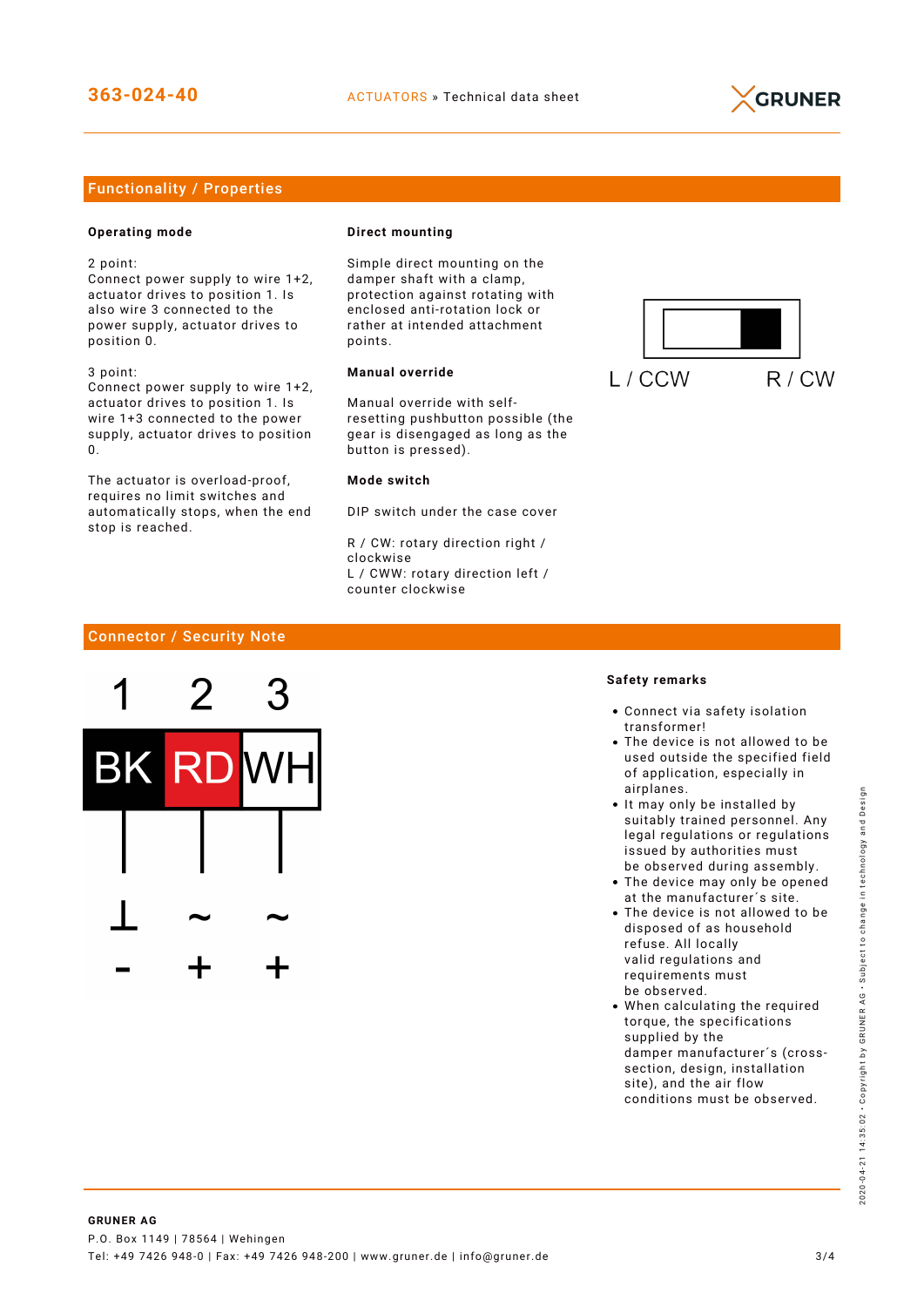## Functionality / Properties

**Operating mode**

2 point:
Connect power supply to wire 1+2, actuator drives to position 1. Is also wire 3 connected to the power supply, actuator drives to position 0.

3 point:
Connect power supply to wire 1+2, actuator drives to position 1. Is wire 1+3 connected to the power supply, actuator drives to position 0.

The actuator is overload-proof, requires no limit switches and automatically stops, when the end stop is reached.

**Direct mounting**

Simple direct mounting on the damper shaft with a clamp, protection against rotating with enclosed anti-rotation lock or rather at intended attachment points.

**Manual override**

Manual override with self-resetting pushbutton possible (the gear is disengaged as long as the button is pressed).

**Mode switch**

DIP switch under the case cover

R / CW: rotary direction right / clockwise
L / CWW: rotary direction left / counter clockwise

L / CCW R / CW

## Connector / Security Note

| 1 | 2 | 3 |
|---|---|---|
| BK | RD | WH |
| ⊥ | ~ | ~ |
| - | + | + |

**Safety remarks**

- Connect via safety isolation transformer!
- The device is not allowed to be used outside the specified field of application, especially in airplanes.
- It may only be installed by suitably trained personnel. Any legal regulations or regulations issued by authorities must be observed during assembly.
- The device may only be opened at the manufacturer´s site.
- The device is not allowed to be disposed of as household refuse. All locally valid regulations and requirements must be observed.
- When calculating the required torque, the specifications supplied by the damper manufacturer´s (cross-section, design, installation site), and the air flow conditions must be observed.

**GRUNER AG**
P.O. Box 1149 | 78564 | Wehingen
Tel: +49 7426 948-0 | Fax: +49 7426 948-200 | www.gruner.de | info@gruner.de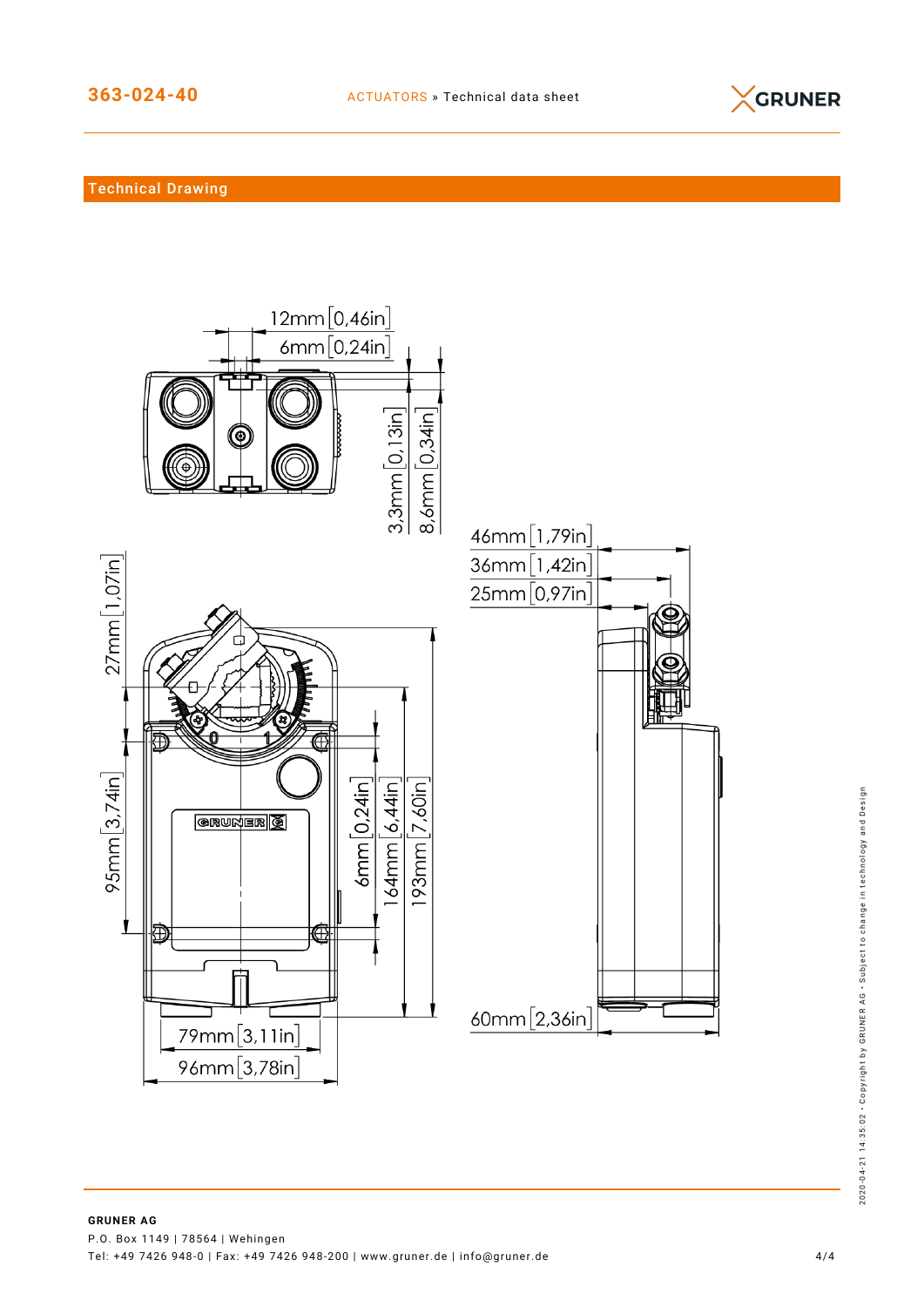## Technical Drawing

12mm [0,46in]
6mm [0,24in]
3,3mm [0,13in]
8,6mm [0,34in]
27mm [1,07in]
95mm [3,74in]
6mm [0,24in]
164mm [6,44in]
193mm [7,60in]
79mm [3,11in]
96mm [3,78in]
46mm [1,79in]
36mm [1,42in]
25mm [0,97in]
60mm [2,36in]

**GRUNER AG**
P.O. Box 1149 | 78564 | Wehingen
Tel: +49 7426 948-0 | Fax: +49 7426 948-200 | www.gruner.de | info@gruner.de